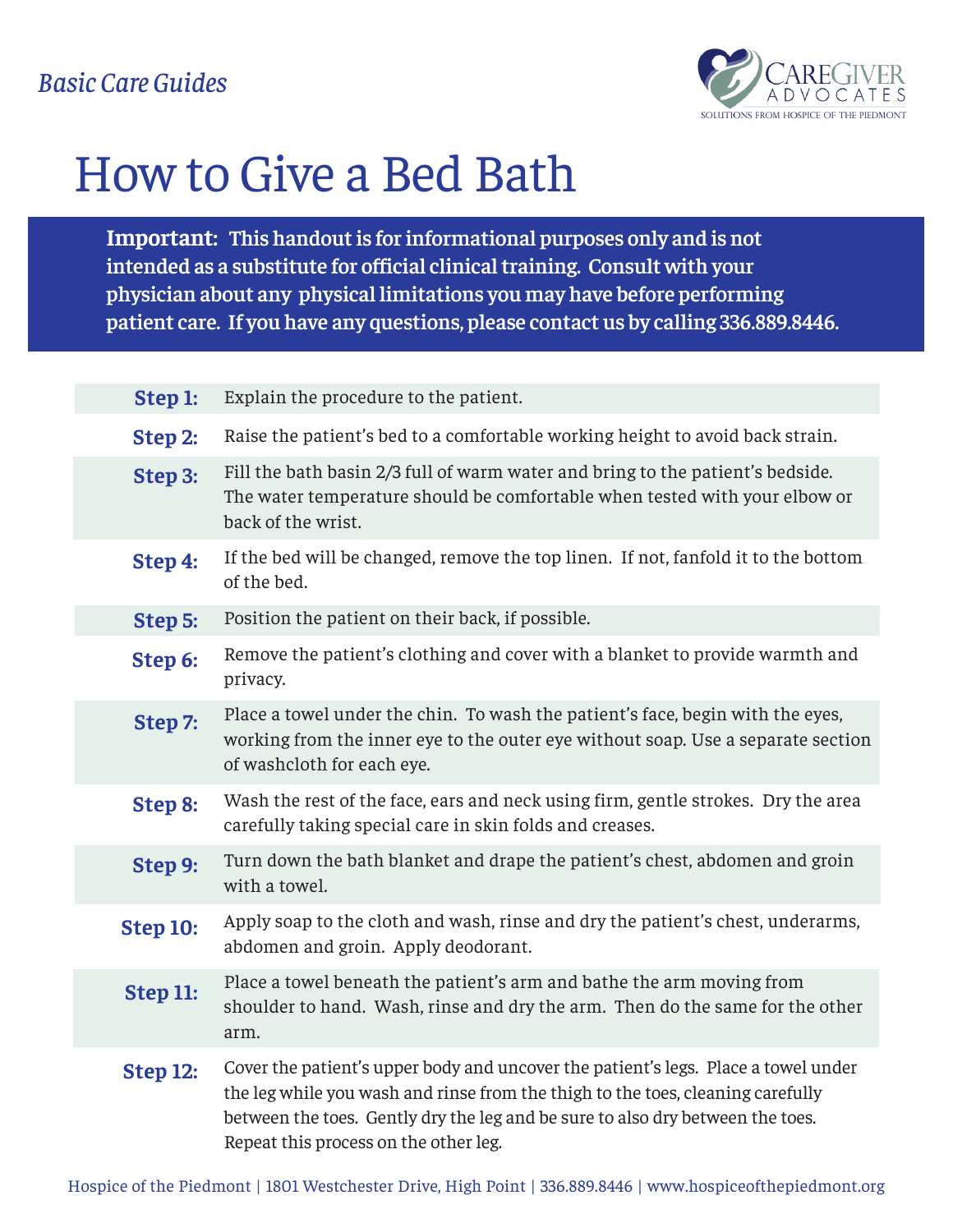*Basic Care Guides*

CAREGIVER ADVOCATES
SOLUTIONS FROM HOSPICE OF THE PIEDMONT

# How to Give a Bed Bath

**Important: This handout is for informational purposes only and is not intended as a substitute for official clinical training. Consult with your physician about any physical limitations you may have before performing patient care. If you have any questions, please contact us by calling 336.889.8446.**

| | |
|---|---|
| **Step 1:** | Explain the procedure to the patient. |
| **Step 2:** | Raise the patient's bed to a comfortable working height to avoid back strain. |
| **Step 3:** | Fill the bath basin 2/3 full of warm water and bring to the patient's bedside. The water temperature should be comfortable when tested with your elbow or back of the wrist. |
| **Step 4:** | If the bed will be changed, remove the top linen. If not, fanfold it to the bottom of the bed. |
| **Step 5:** | Position the patient on their back, if possible. |
| **Step 6:** | Remove the patient's clothing and cover with a blanket to provide warmth and privacy. |
| **Step 7:** | Place a towel under the chin. To wash the patient's face, begin with the eyes, working from the inner eye to the outer eye without soap. Use a separate section of washcloth for each eye. |
| **Step 8:** | Wash the rest of the face, ears and neck using firm, gentle strokes. Dry the area carefully taking special care in skin folds and creases. |
| **Step 9:** | Turn down the bath blanket and drape the patient's chest, abdomen and groin with a towel. |
| **Step 10:** | Apply soap to the cloth and wash, rinse and dry the patient's chest, underarms, abdomen and groin. Apply deodorant. |
| **Step 11:** | Place a towel beneath the patient's arm and bathe the arm moving from shoulder to hand. Wash, rinse and dry the arm. Then do the same for the other arm. |
| **Step 12:** | Cover the patient's upper body and uncover the patient's legs. Place a towel under the leg while you wash and rinse from the thigh to the toes, cleaning carefully between the toes. Gently dry the leg and be sure to also dry between the toes. Repeat this process on the other leg. |

Hospice of the Piedmont | 1801 Westchester Drive, High Point | 336.889.8446 | www.hospiceofthepiedmont.org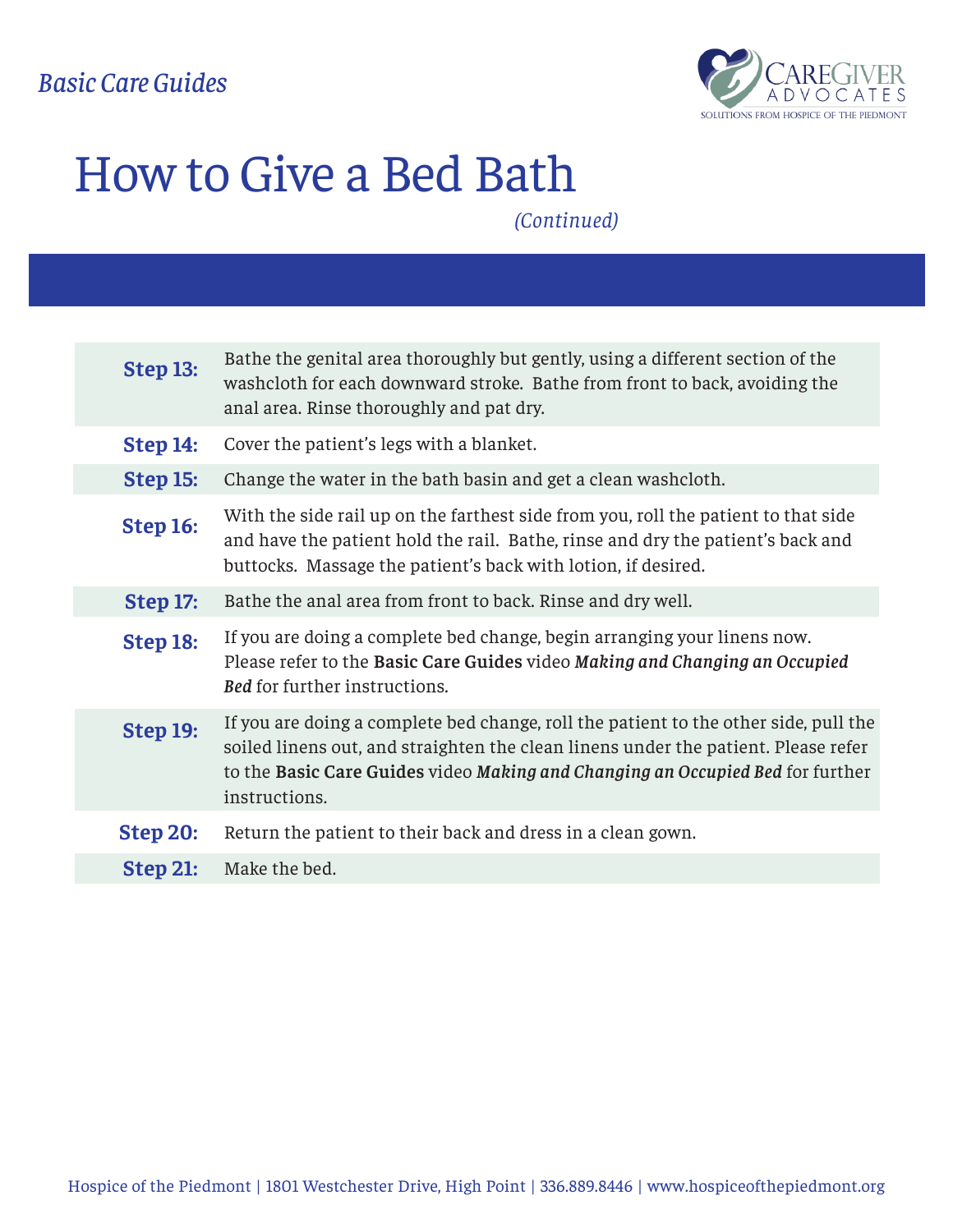*Basic Care Guides*

# How to Give a Bed Bath

*(Continued)*

| | |
|---|---|
| **Step 13:** | Bathe the genital area thoroughly but gently, using a different section of the washcloth for each downward stroke. Bathe from front to back, avoiding the anal area. Rinse thoroughly and pat dry. |
| **Step 14:** | Cover the patient's legs with a blanket. |
| **Step 15:** | Change the water in the bath basin and get a clean washcloth. |
| **Step 16:** | With the side rail up on the farthest side from you, roll the patient to that side and have the patient hold the rail. Bathe, rinse and dry the patient's back and buttocks. Massage the patient's back with lotion, if desired. |
| **Step 17:** | Bathe the anal area from front to back. Rinse and dry well. |
| **Step 18:** | If you are doing a complete bed change, begin arranging your linens now. Please refer to the **Basic Care Guides** video ***Making and Changing an Occupied Bed*** for further instructions. |
| **Step 19:** | If you are doing a complete bed change, roll the patient to the other side, pull the soiled linens out, and straighten the clean linens under the patient. Please refer to the **Basic Care Guides** video ***Making and Changing an Occupied Bed*** for further instructions. |
| **Step 20:** | Return the patient to their back and dress in a clean gown. |
| **Step 21:** | Make the bed. |

Hospice of the Piedmont | 1801 Westchester Drive, High Point | 336.889.8446 | www.hospiceofthepiedmont.org